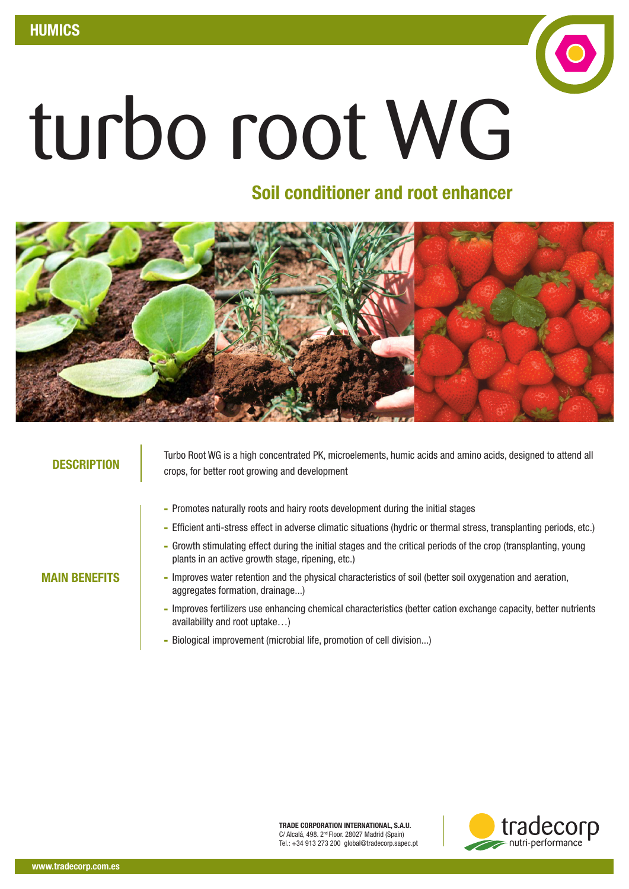HUMICS

# turbo root WG

## Soil conditioner and root enhancer

**DESCRIPTION**

Turbo Root WG is a high concentrated PK, microelements, humic acids and amino acids, designed to attend all crops, for better root growing and development

**MAIN BENEFITS**

- Promotes naturally roots and hairy roots development during the initial stages
- Efficient anti-stress effect in adverse climatic situations (hydric or thermal stress, transplanting periods, etc.)
- Growth stimulating effect during the initial stages and the critical periods of the crop (transplanting, young plants in an active growth stage, ripening, etc.)
- Improves water retention and the physical characteristics of soil (better soil oxygenation and aeration, aggregates formation, drainage...)
- Improves fertilizers use enhancing chemical characteristics (better cation exchange capacity, better nutrients availability and root uptake…)
- Biological improvement (microbial life, promotion of cell division...)

**TRADE CORPORATION INTERNATIONAL, S.A.U.**
C/ Alcalá, 498. 2nd Floor. 28027 Madrid (Spain)
Tel.: +34 913 273 200 global@tradecorp.sapec.pt

tradecorp nutri-performance

www.tradecorp.com.es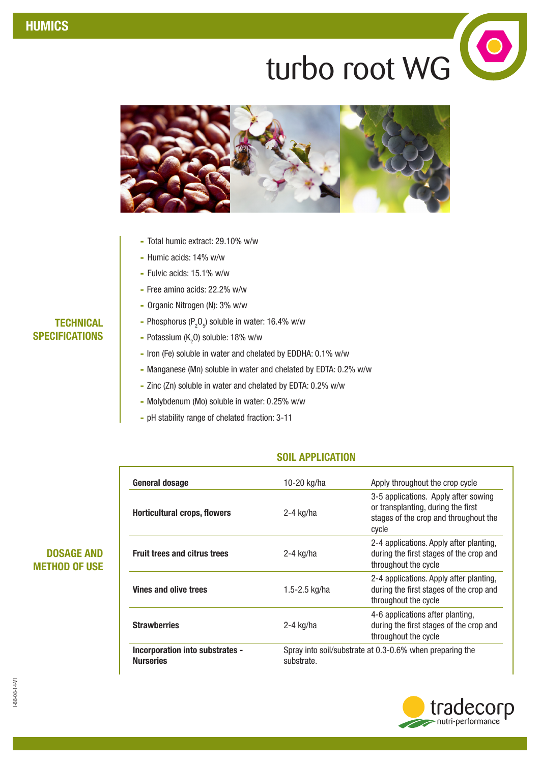HUMICS

# turbo root WG

## TECHNICAL SPECIFICATIONS

- Total humic extract: 29.10% w/w
- Humic acids: 14% w/w
- Fulvic acids: 15.1% w/w
- Free amino acids: 22.2% w/w
- Organic Nitrogen (N): 3% w/w
- Phosphorus ($P_2O_5$) soluble in water: 16.4% w/w
- Potassium ($K_2O$) soluble: 18% w/w
- Iron (Fe) soluble in water and chelated by EDDHA: 0.1% w/w
- Manganese (Mn) soluble in water and chelated by EDTA: 0.2% w/w
- Zinc (Zn) soluble in water and chelated by EDTA: 0.2% w/w
- Molybdenum (Mo) soluble in water: 0.25% w/w
- pH stability range of chelated fraction: 3-11

## DOSAGE AND METHOD OF USE

### SOIL APPLICATION

| | | |
|---|---|---|
| **General dosage** | 10-20 kg/ha | Apply throughout the crop cycle |
| **Horticultural crops, flowers** | 2-4 kg/ha | 3-5 applications. Apply after sowing or transplanting, during the first stages of the crop and throughout the cycle |
| **Fruit trees and citrus trees** | 2-4 kg/ha | 2-4 applications. Apply after planting, during the first stages of the crop and throughout the cycle |
| **Vines and olive trees** | 1.5-2.5 kg/ha | 2-4 applications. Apply after planting, during the first stages of the crop and throughout the cycle |
| **Strawberries** | 2-4 kg/ha | 4-6 applications after planting, during the first stages of the crop and throughout the cycle |
| **Incorporation into substrates - Nurseries** | Spray into soil/substrate at 0.3-0.6% when preparing the substrate. | |

I-88-08-14-V1

tradecorp nutri-performance